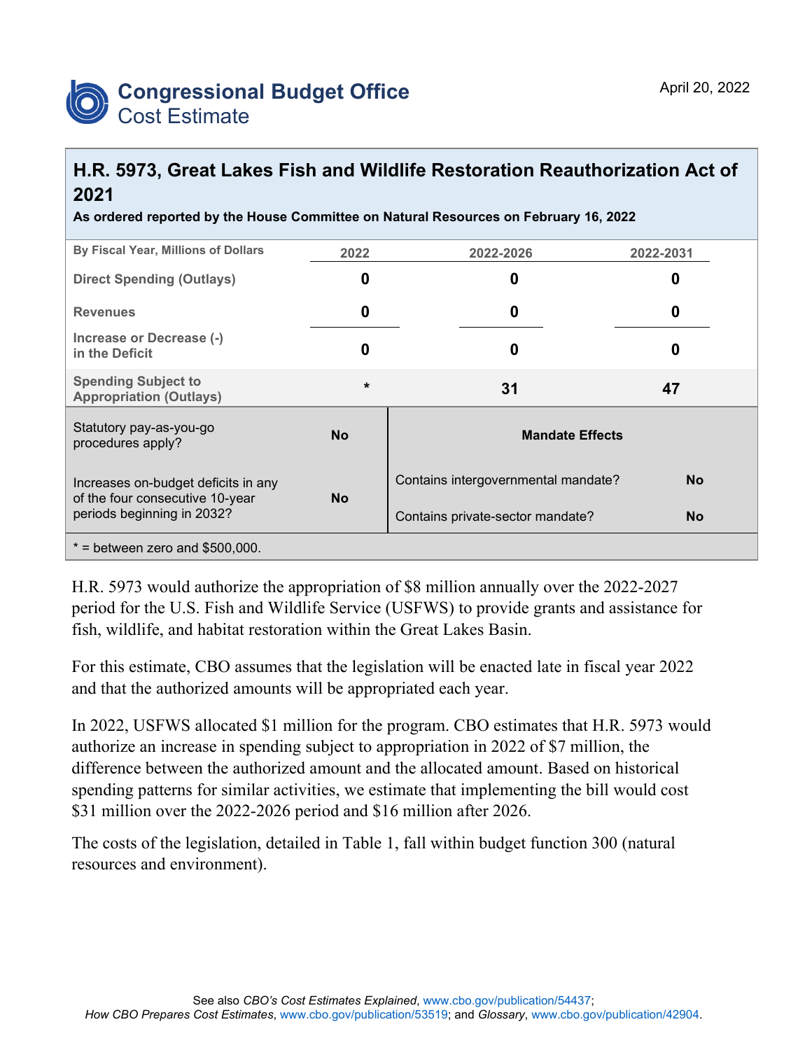# Congressional Budget Office
## Cost Estimate

April 20, 2022

## H.R. 5973, Great Lakes Fish and Wildlife Restoration Reauthorization Act of 2021

**As ordered reported by the House Committee on Natural Resources on February 16, 2022**

| By Fiscal Year, Millions of Dollars | 2022 | 2022-2026 | 2022-2031 |
|---|---|---|---|
| Direct Spending (Outlays) | 0 | 0 | 0 |
| Revenues | 0 | 0 | 0 |
| Increase or Decrease (-) in the Deficit | 0 | 0 | 0 |
| Spending Subject to Appropriation (Outlays) | * | 31 | 47 |

| | | Mandate Effects | |
|---|---|---|---|
| Statutory pay-as-you-go procedures apply? | No | Contains intergovernmental mandate? | No |
| Increases on-budget deficits in any of the four consecutive 10-year periods beginning in 2032? | No | Contains private-sector mandate? | No |

* = between zero and $500,000.

H.R. 5973 would authorize the appropriation of $8 million annually over the 2022-2027 period for the U.S. Fish and Wildlife Service (USFWS) to provide grants and assistance for fish, wildlife, and habitat restoration within the Great Lakes Basin.

For this estimate, CBO assumes that the legislation will be enacted late in fiscal year 2022 and that the authorized amounts will be appropriated each year.

In 2022, USFWS allocated $1 million for the program. CBO estimates that H.R. 5973 would authorize an increase in spending subject to appropriation in 2022 of $7 million, the difference between the authorized amount and the allocated amount. Based on historical spending patterns for similar activities, we estimate that implementing the bill would cost $31 million over the 2022-2026 period and $16 million after 2026.

The costs of the legislation, detailed in Table 1, fall within budget function 300 (natural resources and environment).

See also *CBO's Cost Estimates Explained*, www.cbo.gov/publication/54437; *How CBO Prepares Cost Estimates*, www.cbo.gov/publication/53519; and *Glossary*, www.cbo.gov/publication/42904.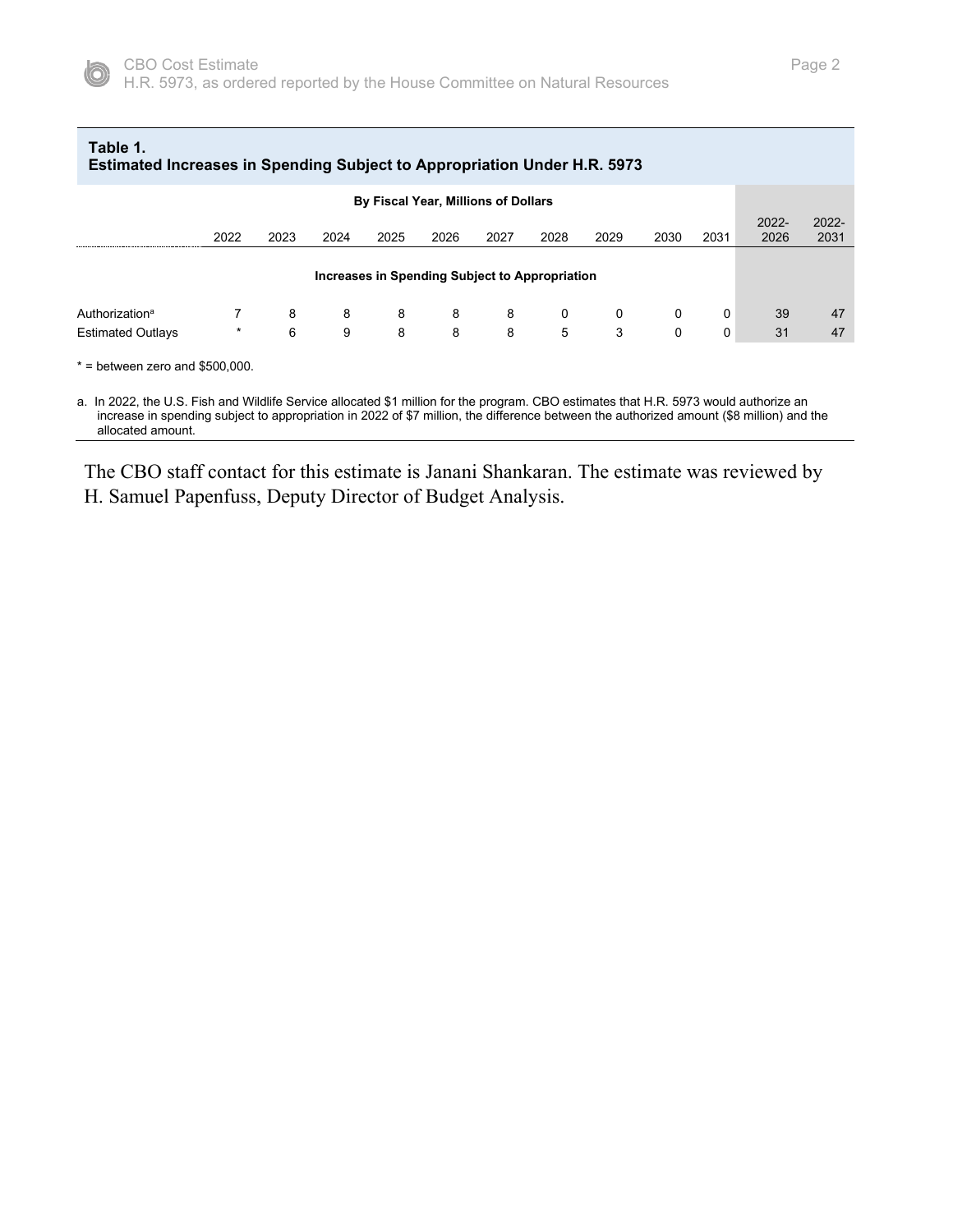**Table 1.**
**Estimated Increases in Spending Subject to Appropriation Under H.R. 5973**

| | By Fiscal Year, Millions of Dollars | | | | | | | | | | | |
|---|---|---|---|---|---|---|---|---|---|---|---|---|
| | 2022 | 2023 | 2024 | 2025 | 2026 | 2027 | 2028 | 2029 | 2030 | 2031 | 2022-2026 | 2022-2031 |
| **Increases in Spending Subject to Appropriation** | | | | | | | | | | | | |
| Authorization[a] | 7 | 8 | 8 | 8 | 8 | 8 | 0 | 0 | 0 | 0 | 39 | 47 |
| Estimated Outlays | * | 6 | 9 | 8 | 8 | 8 | 5 | 3 | 0 | 0 | 31 | 47 |

* = between zero and $500,000.

a. In 2022, the U.S. Fish and Wildlife Service allocated $1 million for the program. CBO estimates that H.R. 5973 would authorize an increase in spending subject to appropriation in 2022 of $7 million, the difference between the authorized amount ($8 million) and the allocated amount.

The CBO staff contact for this estimate is Janani Shankaran. The estimate was reviewed by H. Samuel Papenfuss, Deputy Director of Budget Analysis.